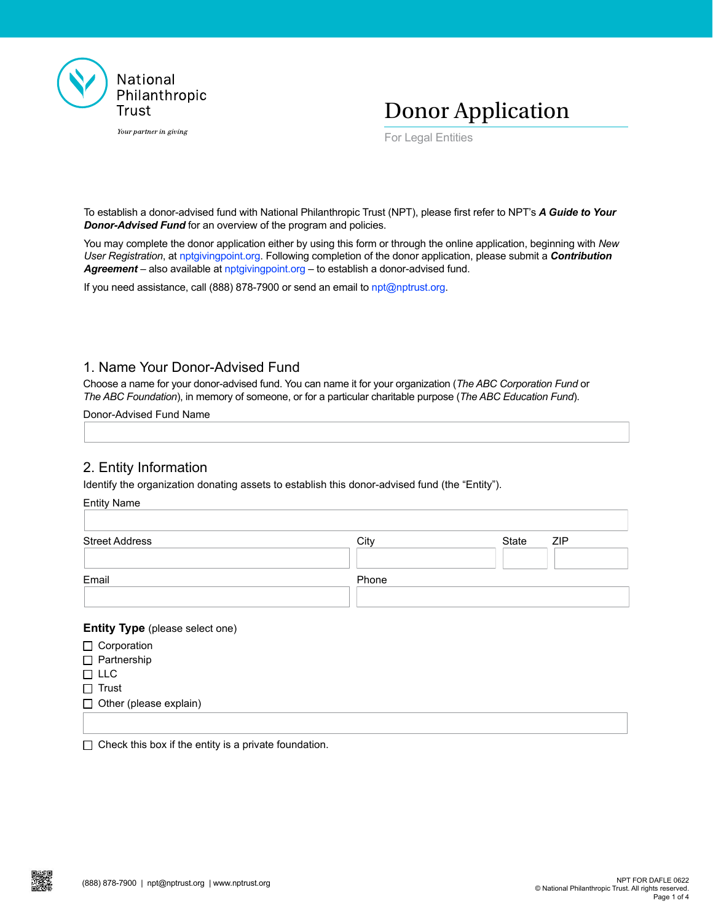National Philanthropic Trust

*Your partner in giving*

# Donor Application

For Legal Entities

To establish a donor-advised fund with National Philanthropic Trust (NPT), please first refer to NPT's ***A Guide to Your Donor-Advised Fund*** for an overview of the program and policies.

You may complete the donor application either by using this form or through the online application, beginning with *New User Registration*, at nptgivingpoint.org. Following completion of the donor application, please submit a ***Contribution Agreement*** – also available at nptgivingpoint.org – to establish a donor-advised fund.

If you need assistance, call (888) 878-7900 or send an email to npt@nptrust.org.

## 1. Name Your Donor-Advised Fund

Choose a name for your donor-advised fund. You can name it for your organization (*The ABC Corporation Fund* or *The ABC Foundation*), in memory of someone, or for a particular charitable purpose (*The ABC Education Fund*).

Donor-Advised Fund Name

______________________________

## 2. Entity Information

Identify the organization donating assets to establish this donor-advised fund (the "Entity").

Entity Name

______________________________

| Street Address | City | State | ZIP |
|---|---|---|---|
| | | | |

| Email | Phone |
|---|---|
| | |

**Entity Type** (please select one)

- ☐ Corporation
- ☐ Partnership
- ☐ LLC
- ☐ Trust
- ☐ Other (please explain)

______________________________

☐ Check this box if the entity is a private foundation.

(888) 878-7900 | npt@nptrust.org | www.nptrust.org

NPT FOR DAFLE 0622
© National Philanthropic Trust. All rights reserved.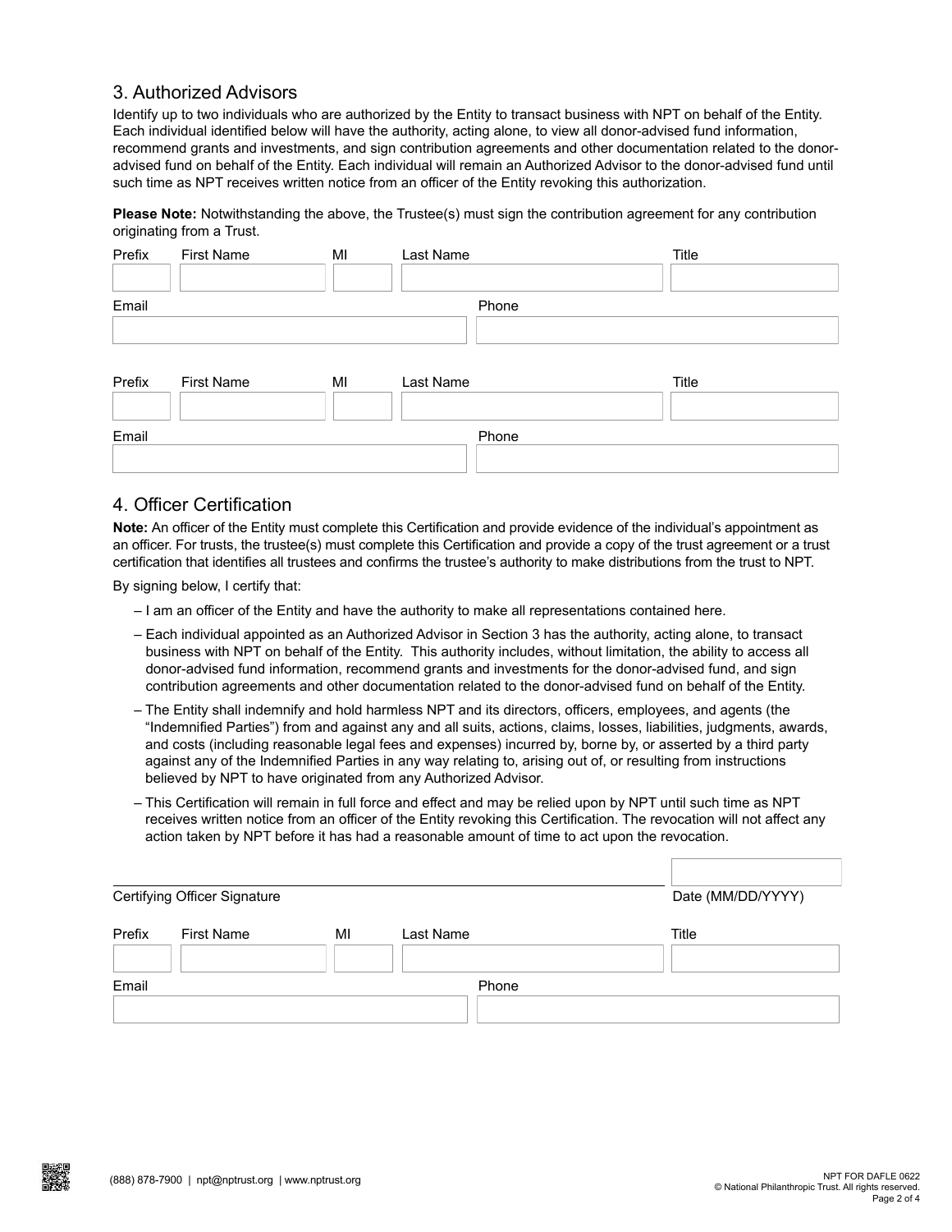## 3. Authorized Advisors

Identify up to two individuals who are authorized by the Entity to transact business with NPT on behalf of the Entity. Each individual identified below will have the authority, acting alone, to view all donor-advised fund information, recommend grants and investments, and sign contribution agreements and other documentation related to the donor-advised fund on behalf of the Entity. Each individual will remain an Authorized Advisor to the donor-advised fund until such time as NPT receives written notice from an officer of the Entity revoking this authorization.

**Please Note:** Notwithstanding the above, the Trustee(s) must sign the contribution agreement for any contribution originating from a Trust.

| Prefix | First Name | MI | Last Name | Title |
|---|---|---|---|---|
| | | | | |

| Email | Phone |
|---|---|
| | |

| Prefix | First Name | MI | Last Name | Title |
|---|---|---|---|---|
| | | | | |

| Email | Phone |
|---|---|
| | |

## 4. Officer Certification

**Note:** An officer of the Entity must complete this Certification and provide evidence of the individual's appointment as an officer. For trusts, the trustee(s) must complete this Certification and provide a copy of the trust agreement or a trust certification that identifies all trustees and confirms the trustee's authority to make distributions from the trust to NPT.

By signing below, I certify that:

- I am an officer of the Entity and have the authority to make all representations contained here.
- Each individual appointed as an Authorized Advisor in Section 3 has the authority, acting alone, to transact business with NPT on behalf of the Entity. This authority includes, without limitation, the ability to access all donor-advised fund information, recommend grants and investments for the donor-advised fund, and sign contribution agreements and other documentation related to the donor-advised fund on behalf of the Entity.
- The Entity shall indemnify and hold harmless NPT and its directors, officers, employees, and agents (the "Indemnified Parties") from and against any and all suits, actions, claims, losses, liabilities, judgments, awards, and costs (including reasonable legal fees and expenses) incurred by, borne by, or asserted by a third party against any of the Indemnified Parties in any way relating to, arising out of, or resulting from instructions believed by NPT to have originated from any Authorized Advisor.
- This Certification will remain in full force and effect and may be relied upon by NPT until such time as NPT receives written notice from an officer of the Entity revoking this Certification. The revocation will not affect any action taken by NPT before it has had a reasonable amount of time to act upon the revocation.

| Certifying Officer Signature | Date (MM/DD/YYYY) |
|---|---|
| | |

| Prefix | First Name | MI | Last Name | Title |
|---|---|---|---|---|
| | | | | |

| Email | Phone |
|---|---|
| | |

(888) 878-7900 | npt@nptrust.org | www.nptrust.org

NPT FOR DAFLE 0622
© National Philanthropic Trust. All rights reserved.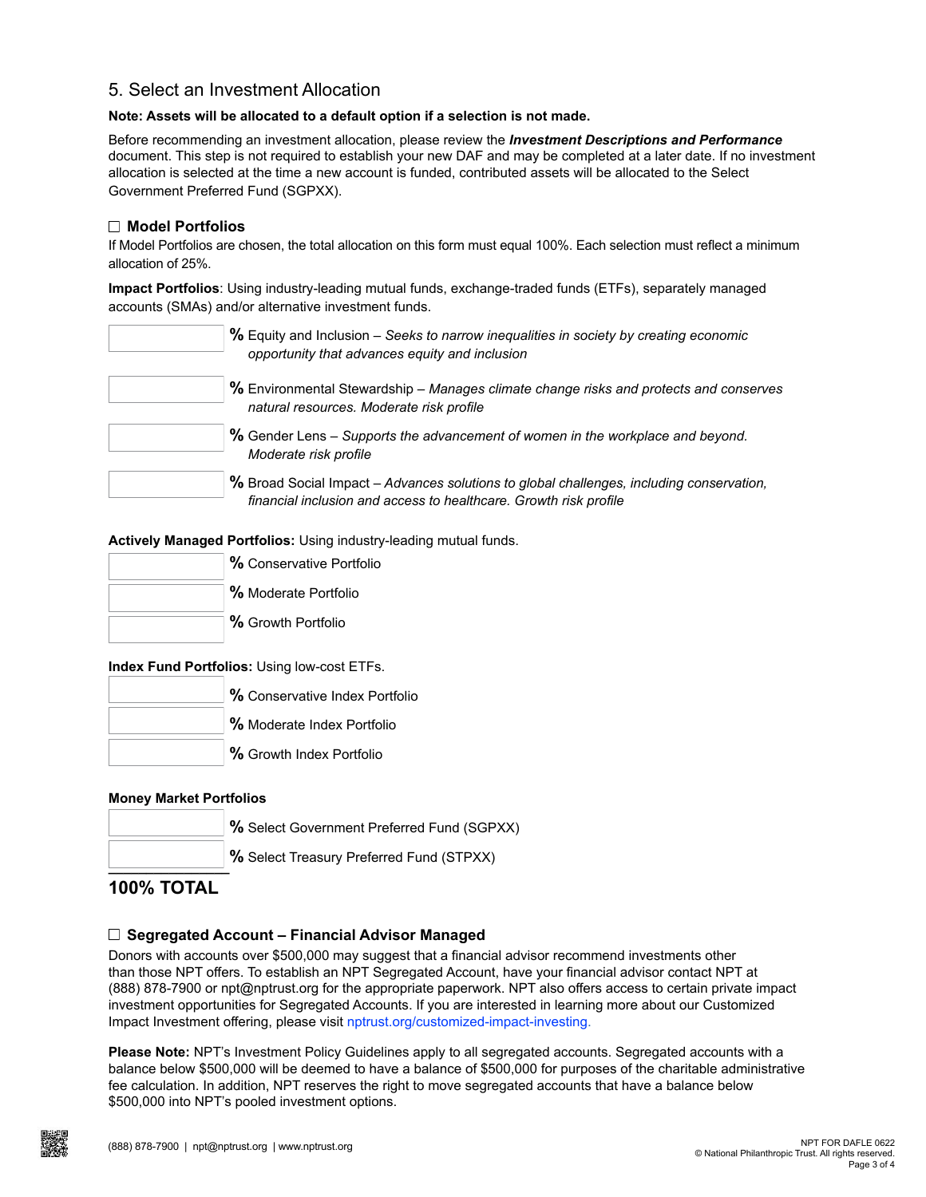## 5. Select an Investment Allocation

**Note: Assets will be allocated to a default option if a selection is not made.**

Before recommending an investment allocation, please review the ***Investment Descriptions and Performance*** document. This step is not required to establish your new DAF and may be completed at a later date. If no investment allocation is selected at the time a new account is funded, contributed assets will be allocated to the Select Government Preferred Fund (SGPXX).

☐ **Model Portfolios**

If Model Portfolios are chosen, the total allocation on this form must equal 100%. Each selection must reflect a minimum allocation of 25%.

**Impact Portfolios**: Using industry-leading mutual funds, exchange-traded funds (ETFs), separately managed accounts (SMAs) and/or alternative investment funds.

_______ **%** Equity and Inclusion – *Seeks to narrow inequalities in society by creating economic opportunity that advances equity and inclusion*

_______ **%** Environmental Stewardship – *Manages climate change risks and protects and conserves natural resources. Moderate risk profile*

_______ **%** Gender Lens – *Supports the advancement of women in the workplace and beyond. Moderate risk profile*

_______ **%** Broad Social Impact – *Advances solutions to global challenges, including conservation, financial inclusion and access to healthcare. Growth risk profile*

**Actively Managed Portfolios:** Using industry-leading mutual funds.

_______ **%** Conservative Portfolio

_______ **%** Moderate Portfolio

_______ **%** Growth Portfolio

**Index Fund Portfolios:** Using low-cost ETFs.

_______ **%** Conservative Index Portfolio

_______ **%** Moderate Index Portfolio

_______ **%** Growth Index Portfolio

**Money Market Portfolios**

_______ **%** Select Government Preferred Fund (SGPXX)

_______ **%** Select Treasury Preferred Fund (STPXX)

**100% TOTAL**

☐ **Segregated Account – Financial Advisor Managed**

Donors with accounts over $500,000 may suggest that a financial advisor recommend investments other than those NPT offers. To establish an NPT Segregated Account, have your financial advisor contact NPT at (888) 878-7900 or npt@nptrust.org for the appropriate paperwork. NPT also offers access to certain private impact investment opportunities for Segregated Accounts. If you are interested in learning more about our Customized Impact Investment offering, please visit nptrust.org/customized-impact-investing.

**Please Note:** NPT's Investment Policy Guidelines apply to all segregated accounts. Segregated accounts with a balance below $500,000 will be deemed to have a balance of $500,000 for purposes of the charitable administrative fee calculation. In addition, NPT reserves the right to move segregated accounts that have a balance below $500,000 into NPT's pooled investment options.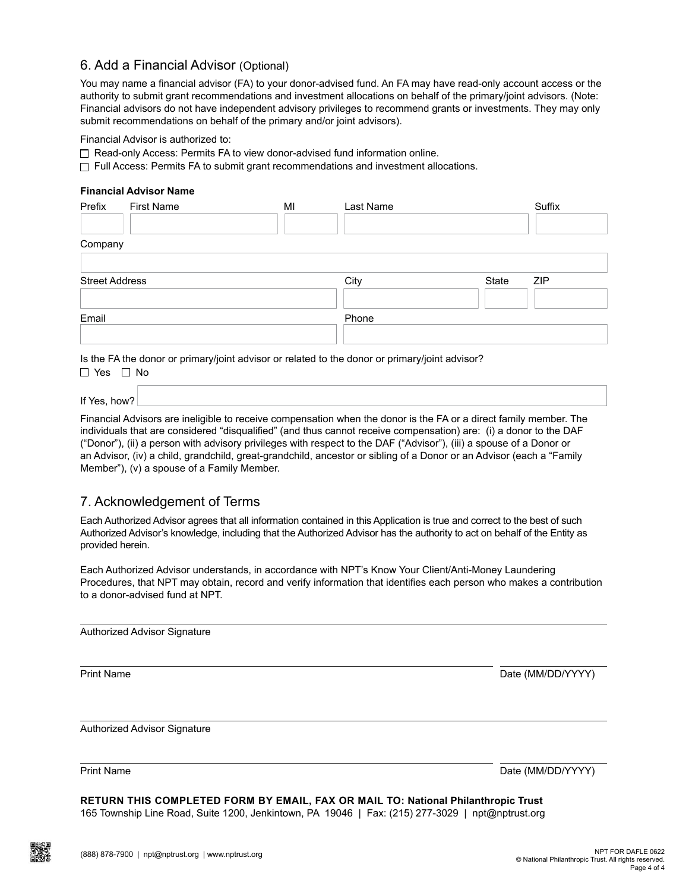## 6. Add a Financial Advisor (Optional)

You may name a financial advisor (FA) to your donor-advised fund. An FA may have read-only account access or the authority to submit grant recommendations and investment allocations on behalf of the primary/joint advisors. (Note: Financial advisors do not have independent advisory privileges to recommend grants or investments. They may only submit recommendations on behalf of the primary and/or joint advisors).

Financial Advisor is authorized to:

- ☐ Read-only Access: Permits FA to view donor-advised fund information online.
- ☐ Full Access: Permits FA to submit grant recommendations and investment allocations.

**Financial Advisor Name**

| Prefix | First Name | MI | Last Name | Suffix |
|---|---|---|---|---|
| | | | | |

Company

| Street Address | City | State | ZIP |
|---|---|---|---|
| | | | |

| Email | Phone |
|---|---|
| | |

Is the FA the donor or primary/joint advisor or related to the donor or primary/joint advisor?

☐ Yes ☐ No

If Yes, how?

Financial Advisors are ineligible to receive compensation when the donor is the FA or a direct family member. The individuals that are considered "disqualified" (and thus cannot receive compensation) are: (i) a donor to the DAF ("Donor"), (ii) a person with advisory privileges with respect to the DAF ("Advisor"), (iii) a spouse of a Donor or an Advisor, (iv) a child, grandchild, great-grandchild, ancestor or sibling of a Donor or an Advisor (each a "Family Member"), (v) a spouse of a Family Member.

## 7. Acknowledgement of Terms

Each Authorized Advisor agrees that all information contained in this Application is true and correct to the best of such Authorized Advisor's knowledge, including that the Authorized Advisor has the authority to act on behalf of the Entity as provided herein.

Each Authorized Advisor understands, in accordance with NPT's Know Your Client/Anti-Money Laundering Procedures, that NPT may obtain, record and verify information that identifies each person who makes a contribution to a donor-advised fund at NPT.

Authorized Advisor Signature

Print Name | Date (MM/DD/YYYY)

Authorized Advisor Signature

Print Name | Date (MM/DD/YYYY)

**RETURN THIS COMPLETED FORM BY EMAIL, FAX OR MAIL TO: National Philanthropic Trust**
165 Township Line Road, Suite 1200, Jenkintown, PA 19046 | Fax: (215) 277-3029 | npt@nptrust.org

(888) 878-7900 | npt@nptrust.org | www.nptrust.org

NPT FOR DAFLE 0622
© National Philanthropic Trust. All rights reserved.